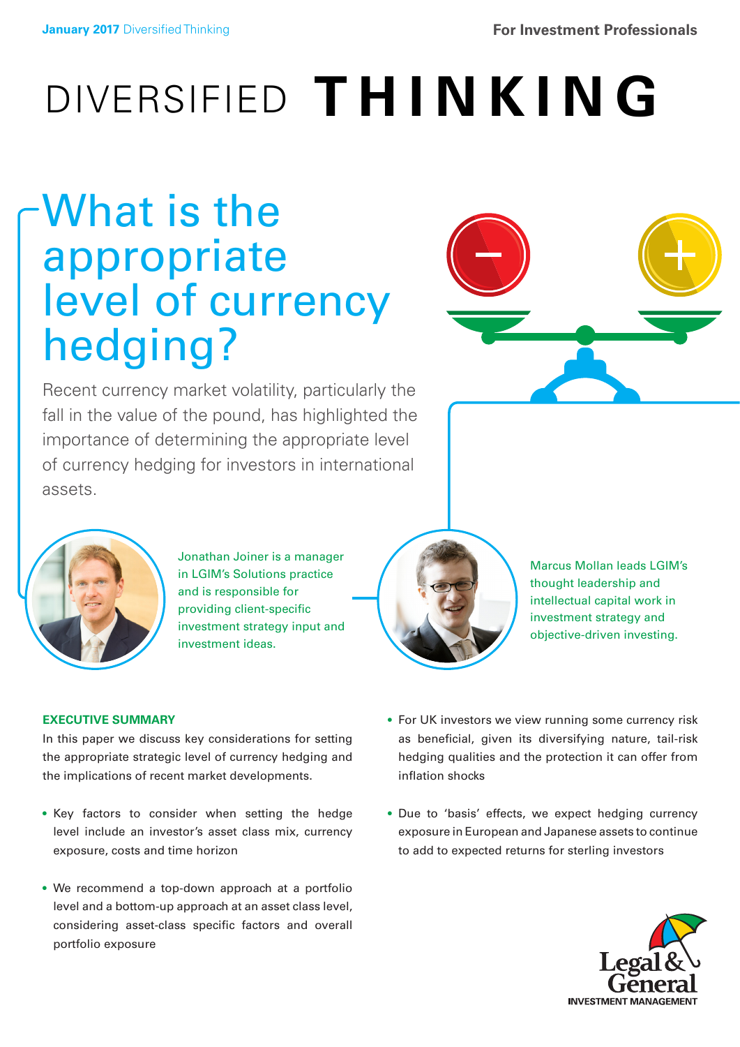# DIVERSIFIED THINKING

## What is the appropriate level of currency hedging?

Recent currency market volatility, particularly the fall in the value of the pound, has highlighted the importance of determining the appropriate level of currency hedging for investors in international assets.

Jonathan Joiner is a manager in LGIM's Solutions practice and is responsible for providing client-specific investment strategy input and investment ideas.

Marcus Mollan leads LGIM's thought leadership and intellectual capital work in investment strategy and objective-driven investing.

### EXECUTIVE SUMMARY

In this paper we discuss key considerations for setting the appropriate strategic level of currency hedging and the implications of recent market developments.

- Key factors to consider when setting the hedge level include an investor's asset class mix, currency exposure, costs and time horizon
- We recommend a top-down approach at a portfolio level and a bottom-up approach at an asset class level, considering asset-class specific factors and overall portfolio exposure
- For UK investors we view running some currency risk as beneficial, given its diversifying nature, tail-risk hedging qualities and the protection it can offer from inflation shocks
- Due to 'basis' effects, we expect hedging currency exposure in European and Japanese assets to continue to add to expected returns for sterling investors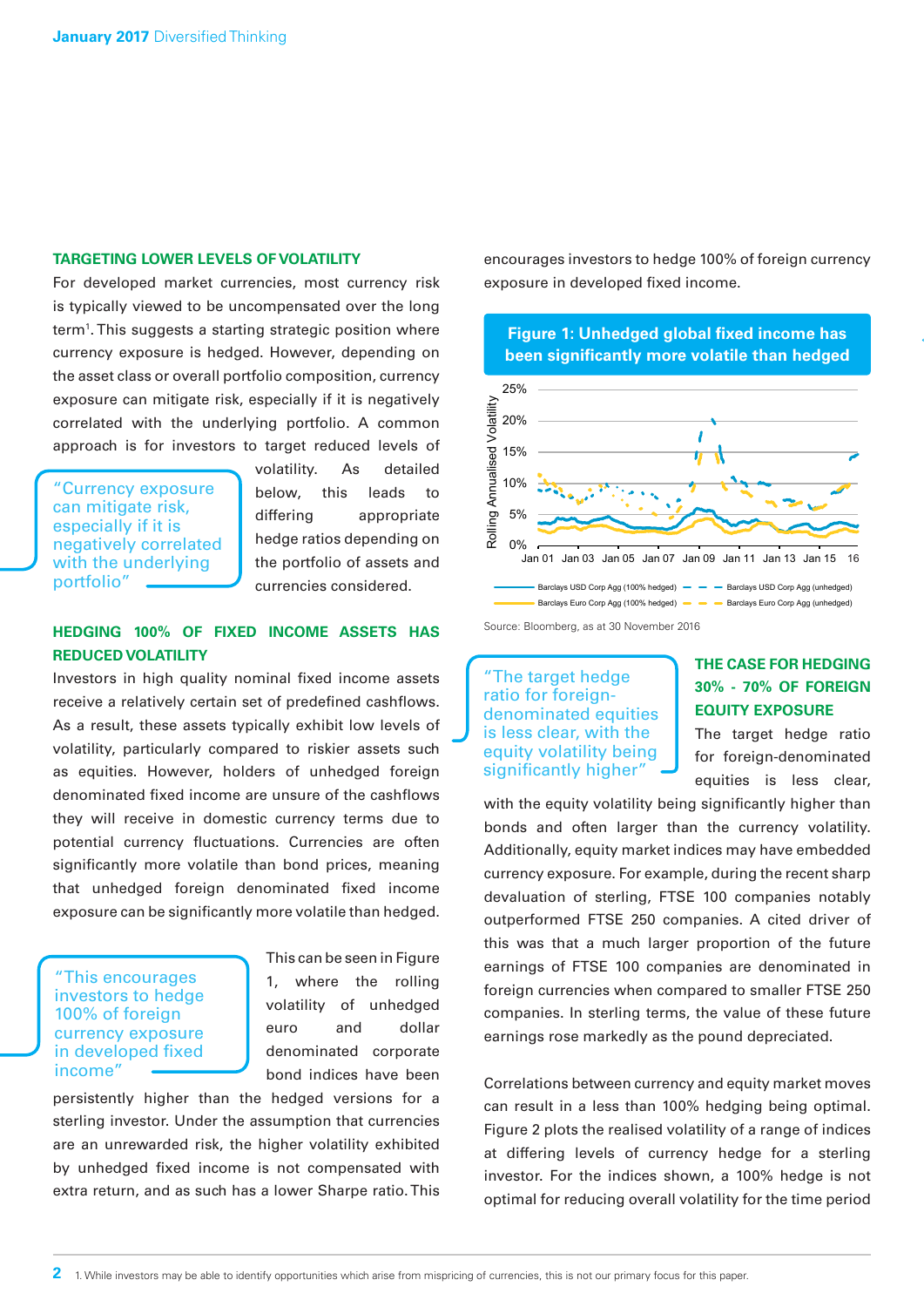## TARGETING LOWER LEVELS OF VOLATILITY

For developed market currencies, most currency risk is typically viewed to be uncompensated over the long term[1]. This suggests a starting strategic position where currency exposure is hedged. However, depending on the asset class or overall portfolio composition, currency exposure can mitigate risk, especially if it is negatively correlated with the underlying portfolio. A common approach is for investors to target reduced levels of volatility. As detailed below, this leads to differing appropriate hedge ratios depending on the portfolio of assets and currencies considered.

> "Currency exposure can mitigate risk, especially if it is negatively correlated with the underlying portfolio"

## HEDGING 100% OF FIXED INCOME ASSETS HAS REDUCED VOLATILITY

Investors in high quality nominal fixed income assets receive a relatively certain set of predefined cashflows. As a result, these assets typically exhibit low levels of volatility, particularly compared to riskier assets such as equities. However, holders of unhedged foreign denominated fixed income are unsure of the cashflows they will receive in domestic currency terms due to potential currency fluctuations. Currencies are often significantly more volatile than bond prices, meaning that unhedged foreign denominated fixed income exposure can be significantly more volatile than hedged.

> "This encourages investors to hedge 100% of foreign currency exposure in developed fixed income"

This can be seen in Figure 1, where the rolling volatility of unhedged euro and dollar denominated corporate bond indices have been persistently higher than the hedged versions for a sterling investor. Under the assumption that currencies are an unrewarded risk, the higher volatility exhibited by unhedged fixed income is not compensated with extra return, and as such has a lower Sharpe ratio. This encourages investors to hedge 100% of foreign currency exposure in developed fixed income.

**Figure 1: Unhedged global fixed income has been significantly more volatile than hedged**

Source: Bloomberg, as at 30 November 2016

## THE CASE FOR HEDGING 30% - 70% OF FOREIGN EQUITY EXPOSURE

> "The target hedge ratio for foreign-denominated equities is less clear, with the equity volatility being significantly higher"

The target hedge ratio for foreign-denominated equities is less clear, with the equity volatility being significantly higher than bonds and often larger than the currency volatility. Additionally, equity market indices may have embedded currency exposure. For example, during the recent sharp devaluation of sterling, FTSE 100 companies notably outperformed FTSE 250 companies. A cited driver of this was that a much larger proportion of the future earnings of FTSE 100 companies are denominated in foreign currencies when compared to smaller FTSE 250 companies. In sterling terms, the value of these future earnings rose markedly as the pound depreciated.

Correlations between currency and equity market moves can result in a less than 100% hedging being optimal. Figure 2 plots the realised volatility of a range of indices at differing levels of currency hedge for a sterling investor. For the indices shown, a 100% hedge is not optimal for reducing overall volatility for the time period

1. While investors may be able to identify opportunities which arise from mispricing of currencies, this is not our primary focus for this paper.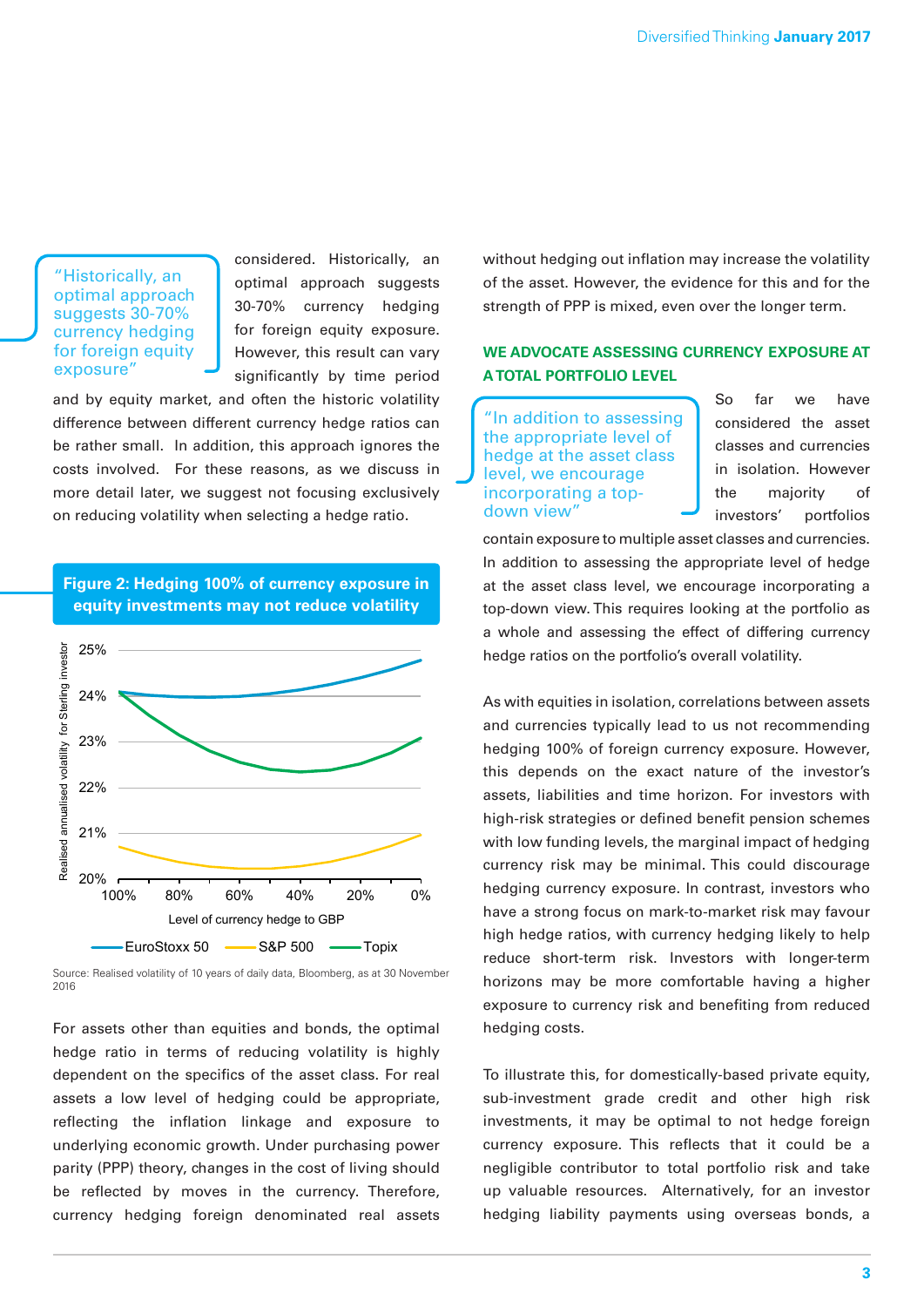> "Historically, an optimal approach suggests 30-70% currency hedging for foreign equity exposure"

considered. Historically, an optimal approach suggests 30-70% currency hedging for foreign equity exposure. However, this result can vary significantly by time period and by equity market, and often the historic volatility difference between different currency hedge ratios can be rather small. In addition, this approach ignores the costs involved. For these reasons, as we discuss in more detail later, we suggest not focusing exclusively on reducing volatility when selecting a hedge ratio.

**Figure 2: Hedging 100% of currency exposure in equity investments may not reduce volatility**

Realised annualised volatility for Sterling investor (y-axis, 20%–25%) vs. Level of currency hedge to GBP (x-axis, 100% to 0%). Series: EuroStoxx 50, S&P 500, Topix.

Source: Realised volatility of 10 years of daily data, Bloomberg, as at 30 November 2016

For assets other than equities and bonds, the optimal hedge ratio in terms of reducing volatility is highly dependent on the specifics of the asset class. For real assets a low level of hedging could be appropriate, reflecting the inflation linkage and exposure to underlying economic growth. Under purchasing power parity (PPP) theory, changes in the cost of living should be reflected by moves in the currency. Therefore, currency hedging foreign denominated real assets without hedging out inflation may increase the volatility of the asset. However, the evidence for this and for the strength of PPP is mixed, even over the longer term.

## WE ADVOCATE ASSESSING CURRENCY EXPOSURE AT A TOTAL PORTFOLIO LEVEL

> "In addition to assessing the appropriate level of hedge at the asset class level, we encourage incorporating a top-down view"

So far we have considered the asset classes and currencies in isolation. However the majority of investors' portfolios contain exposure to multiple asset classes and currencies. In addition to assessing the appropriate level of hedge at the asset class level, we encourage incorporating a top-down view. This requires looking at the portfolio as a whole and assessing the effect of differing currency hedge ratios on the portfolio's overall volatility.

As with equities in isolation, correlations between assets and currencies typically lead to us not recommending hedging 100% of foreign currency exposure. However, this depends on the exact nature of the investor's assets, liabilities and time horizon. For investors with high-risk strategies or defined benefit pension schemes with low funding levels, the marginal impact of hedging currency risk may be minimal. This could discourage hedging currency exposure. In contrast, investors who have a strong focus on mark-to-market risk may favour high hedge ratios, with currency hedging likely to help reduce short-term risk. Investors with longer-term horizons may be more comfortable having a higher exposure to currency risk and benefiting from reduced hedging costs.

To illustrate this, for domestically-based private equity, sub-investment grade credit and other high risk investments, it may be optimal to not hedge foreign currency exposure. This reflects that it could be a negligible contributor to total portfolio risk and take up valuable resources. Alternatively, for an investor hedging liability payments using overseas bonds, a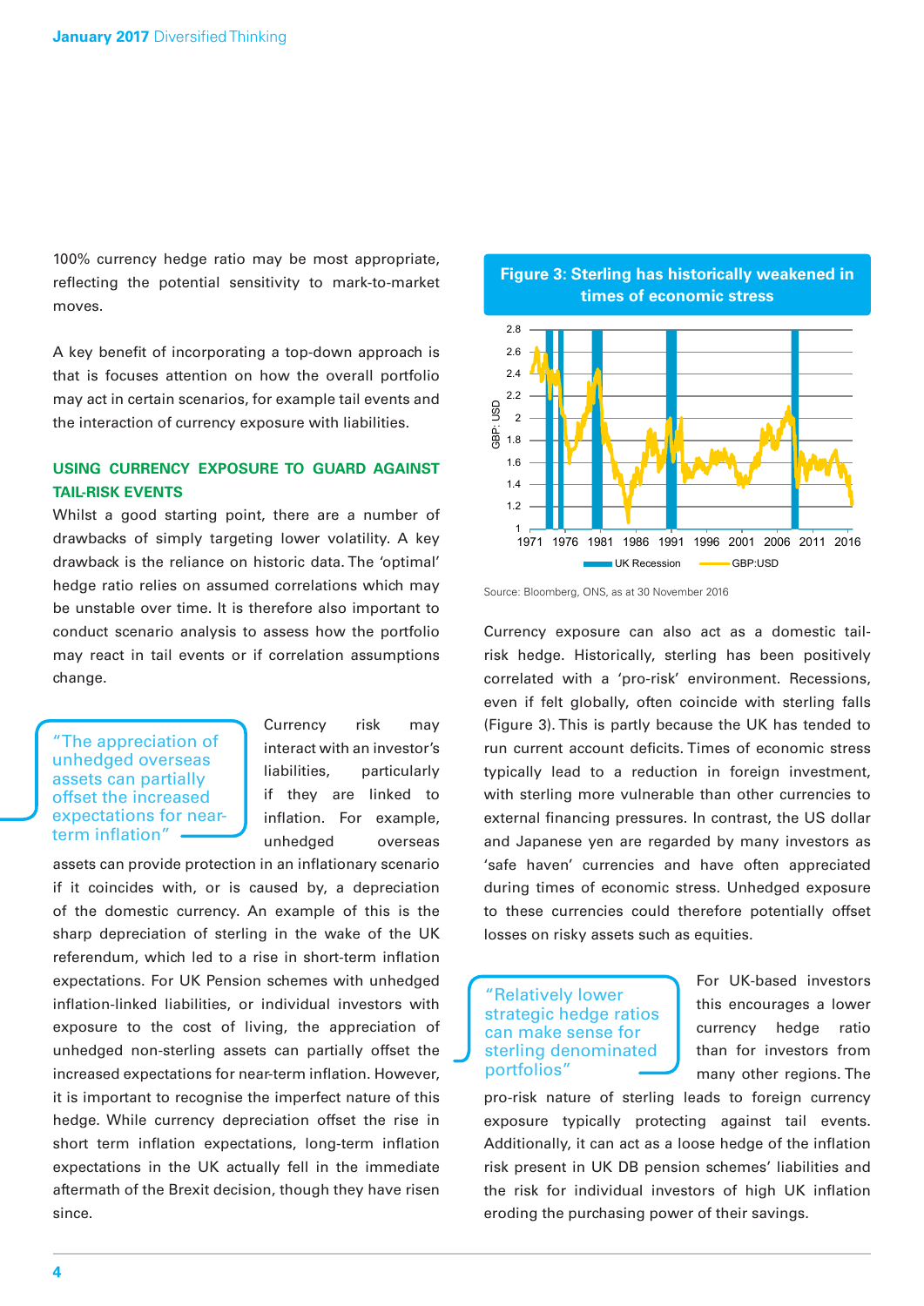100% currency hedge ratio may be most appropriate, reflecting the potential sensitivity to mark-to-market moves.

A key benefit of incorporating a top-down approach is that is focuses attention on how the overall portfolio may act in certain scenarios, for example tail events and the interaction of currency exposure with liabilities.

### USING CURRENCY EXPOSURE TO GUARD AGAINST TAIL-RISK EVENTS

Whilst a good starting point, there are a number of drawbacks of simply targeting lower volatility. A key drawback is the reliance on historic data. The 'optimal' hedge ratio relies on assumed correlations which may be unstable over time. It is therefore also important to conduct scenario analysis to assess how the portfolio may react in tail events or if correlation assumptions change.

> "The appreciation of unhedged overseas assets can partially offset the increased expectations for near-term inflation"

Currency risk may interact with an investor's liabilities, particularly if they are linked to inflation. For example, unhedged overseas assets can provide protection in an inflationary scenario if it coincides with, or is caused by, a depreciation of the domestic currency. An example of this is the sharp depreciation of sterling in the wake of the UK referendum, which led to a rise in short-term inflation expectations. For UK Pension schemes with unhedged inflation-linked liabilities, or individual investors with exposure to the cost of living, the appreciation of unhedged non-sterling assets can partially offset the increased expectations for near-term inflation. However, it is important to recognise the imperfect nature of this hedge. While currency depreciation offset the rise in short term inflation expectations, long-term inflation expectations in the UK actually fell in the immediate aftermath of the Brexit decision, though they have risen since.

**Figure 3: Sterling has historically weakened in times of economic stress**

Source: Bloomberg, ONS, as at 30 November 2016

Currency exposure can also act as a domestic tail-risk hedge. Historically, sterling has been positively correlated with a 'pro-risk' environment. Recessions, even if felt globally, often coincide with sterling falls (Figure 3). This is partly because the UK has tended to run current account deficits. Times of economic stress typically lead to a reduction in foreign investment, with sterling more vulnerable than other currencies to external financing pressures. In contrast, the US dollar and Japanese yen are regarded by many investors as 'safe haven' currencies and have often appreciated during times of economic stress. Unhedged exposure to these currencies could therefore potentially offset losses on risky assets such as equities.

> "Relatively lower strategic hedge ratios can make sense for sterling denominated portfolios"

For UK-based investors this encourages a lower currency hedge ratio than for investors from many other regions. The pro-risk nature of sterling leads to foreign currency exposure typically protecting against tail events. Additionally, it can act as a loose hedge of the inflation risk present in UK DB pension schemes' liabilities and the risk for individual investors of high UK inflation eroding the purchasing power of their savings.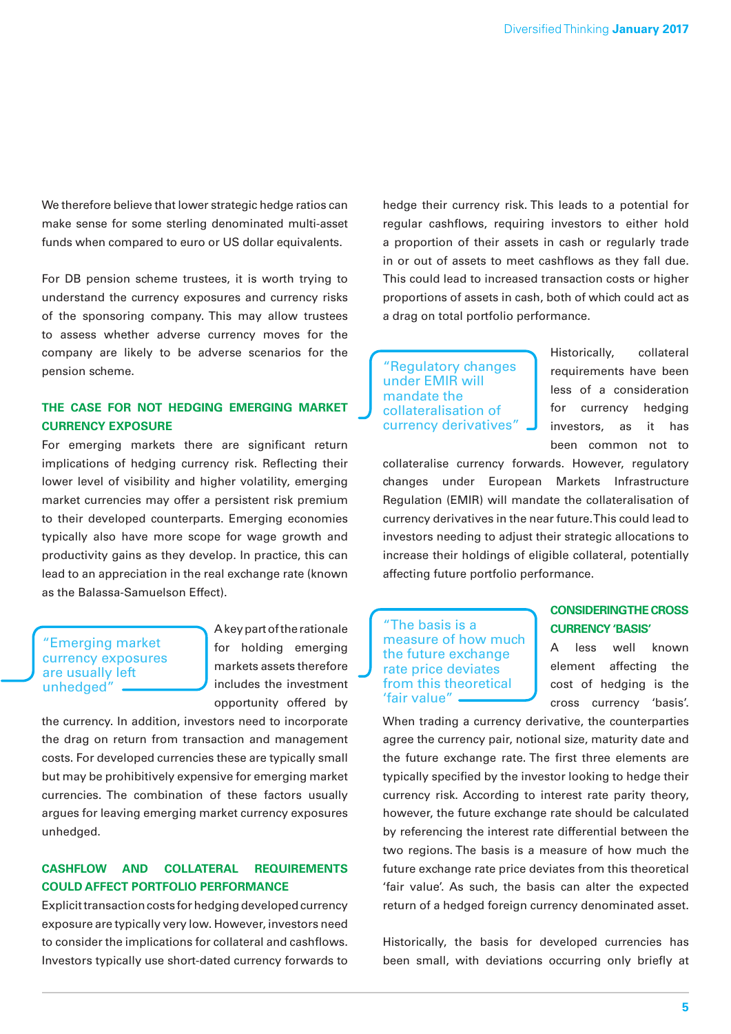We therefore believe that lower strategic hedge ratios can make sense for some sterling denominated multi-asset funds when compared to euro or US dollar equivalents.

For DB pension scheme trustees, it is worth trying to understand the currency exposures and currency risks of the sponsoring company. This may allow trustees to assess whether adverse currency moves for the company are likely to be adverse scenarios for the pension scheme.

## THE CASE FOR NOT HEDGING EMERGING MARKET CURRENCY EXPOSURE

For emerging markets there are significant return implications of hedging currency risk. Reflecting their lower level of visibility and higher volatility, emerging market currencies may offer a persistent risk premium to their developed counterparts. Emerging economies typically also have more scope for wage growth and productivity gains as they develop. In practice, this can lead to an appreciation in the real exchange rate (known as the Balassa-Samuelson Effect).

> "Emerging market currency exposures are usually left unhedged"

A key part of the rationale for holding emerging markets assets therefore includes the investment opportunity offered by the currency. In addition, investors need to incorporate the drag on return from transaction and management costs. For developed currencies these are typically small but may be prohibitively expensive for emerging market currencies. The combination of these factors usually argues for leaving emerging market currency exposures unhedged.

## CASHFLOW AND COLLATERAL REQUIREMENTS COULD AFFECT PORTFOLIO PERFORMANCE

Explicit transaction costs for hedging developed currency exposure are typically very low. However, investors need to consider the implications for collateral and cashflows. Investors typically use short-dated currency forwards to hedge their currency risk. This leads to a potential for regular cashflows, requiring investors to either hold a proportion of their assets in cash or regularly trade in or out of assets to meet cashflows as they fall due. This could lead to increased transaction costs or higher proportions of assets in cash, both of which could act as a drag on total portfolio performance.

> "Regulatory changes under EMIR will mandate the collateralisation of currency derivatives"

Historically, collateral requirements have been less of a consideration for currency hedging investors, as it has been common not to collateralise currency forwards. However, regulatory changes under European Markets Infrastructure Regulation (EMIR) will mandate the collateralisation of currency derivatives in the near future. This could lead to investors needing to adjust their strategic allocations to increase their holdings of eligible collateral, potentially affecting future portfolio performance.

## CONSIDERING THE CROSS CURRENCY 'BASIS'

> "The basis is a measure of how much the future exchange rate price deviates from this theoretical 'fair value'"

A less well known element affecting the cost of hedging is the cross currency 'basis'. When trading a currency derivative, the counterparties agree the currency pair, notional size, maturity date and the future exchange rate. The first three elements are typically specified by the investor looking to hedge their currency risk. According to interest rate parity theory, however, the future exchange rate should be calculated by referencing the interest rate differential between the two regions. The basis is a measure of how much the future exchange rate price deviates from this theoretical 'fair value'. As such, the basis can alter the expected return of a hedged foreign currency denominated asset.

Historically, the basis for developed currencies has been small, with deviations occurring only briefly at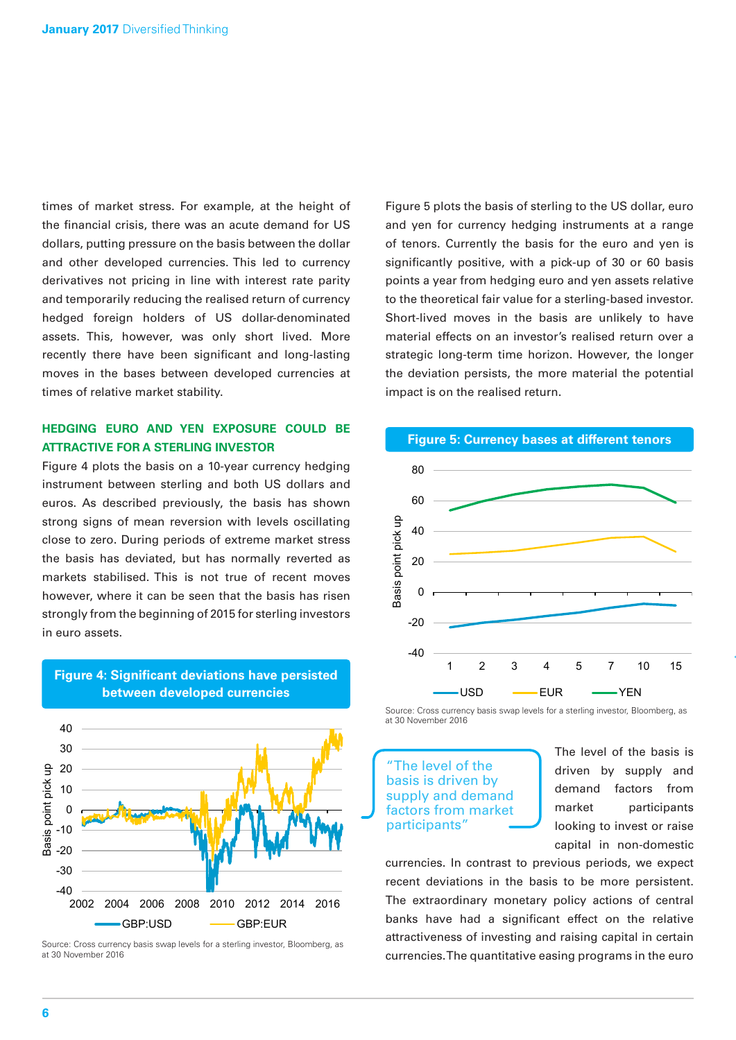times of market stress. For example, at the height of the financial crisis, there was an acute demand for US dollars, putting pressure on the basis between the dollar and other developed currencies. This led to currency derivatives not pricing in line with interest rate parity and temporarily reducing the realised return of currency hedged foreign holders of US dollar-denominated assets. This, however, was only short lived. More recently there have been significant and long-lasting moves in the bases between developed currencies at times of relative market stability.

## HEDGING EURO AND YEN EXPOSURE COULD BE ATTRACTIVE FOR A STERLING INVESTOR

Figure 4 plots the basis on a 10-year currency hedging instrument between sterling and both US dollars and euros. As described previously, the basis has shown strong signs of mean reversion with levels oscillating close to zero. During periods of extreme market stress the basis has deviated, but has normally reverted as markets stabilised. This is not true of recent moves however, where it can be seen that the basis has risen strongly from the beginning of 2015 for sterling investors in euro assets.

**Figure 4: Significant deviations have persisted between developed currencies**

Source: Cross currency basis swap levels for a sterling investor, Bloomberg, as at 30 November 2016

Figure 5 plots the basis of sterling to the US dollar, euro and yen for currency hedging instruments at a range of tenors. Currently the basis for the euro and yen is significantly positive, with a pick-up of 30 or 60 basis points a year from hedging euro and yen assets relative to the theoretical fair value for a sterling-based investor. Short-lived moves in the basis are unlikely to have material effects on an investor's realised return over a strategic long-term time horizon. However, the longer the deviation persists, the more material the potential impact is on the realised return.

**Figure 5: Currency bases at different tenors**

Source: Cross currency basis swap levels for a sterling investor, Bloomberg, as at 30 November 2016

> "The level of the basis is driven by supply and demand factors from market participants"

The level of the basis is driven by supply and demand factors from market participants looking to invest or raise capital in non-domestic currencies. In contrast to previous periods, we expect recent deviations in the basis to be more persistent. The extraordinary monetary policy actions of central banks have had a significant effect on the relative attractiveness of investing and raising capital in certain currencies. The quantitative easing programs in the euro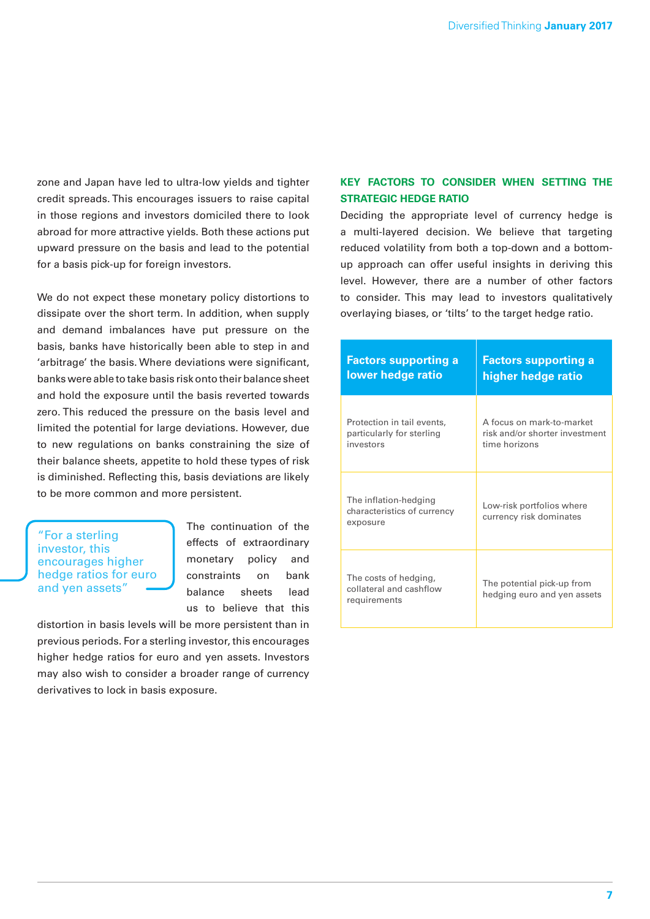zone and Japan have led to ultra-low yields and tighter credit spreads. This encourages issuers to raise capital in those regions and investors domiciled there to look abroad for more attractive yields. Both these actions put upward pressure on the basis and lead to the potential for a basis pick-up for foreign investors.

We do not expect these monetary policy distortions to dissipate over the short term. In addition, when supply and demand imbalances have put pressure on the basis, banks have historically been able to step in and 'arbitrage' the basis. Where deviations were significant, banks were able to take basis risk onto their balance sheet and hold the exposure until the basis reverted towards zero. This reduced the pressure on the basis level and limited the potential for large deviations. However, due to new regulations on banks constraining the size of their balance sheets, appetite to hold these types of risk is diminished. Reflecting this, basis deviations are likely to be more common and more persistent.

> "For a sterling investor, this encourages higher hedge ratios for euro and yen assets"

The continuation of the effects of extraordinary monetary policy and constraints on bank balance sheets lead us to believe that this distortion in basis levels will be more persistent than in previous periods. For a sterling investor, this encourages higher hedge ratios for euro and yen assets. Investors may also wish to consider a broader range of currency derivatives to lock in basis exposure.

## KEY FACTORS TO CONSIDER WHEN SETTING THE STRATEGIC HEDGE RATIO

Deciding the appropriate level of currency hedge is a multi-layered decision. We believe that targeting reduced volatility from both a top-down and a bottom-up approach can offer useful insights in deriving this level. However, there are a number of other factors to consider. This may lead to investors qualitatively overlaying biases, or 'tilts' to the target hedge ratio.

| Factors supporting a lower hedge ratio | Factors supporting a higher hedge ratio |
|---|---|
| Protection in tail events, particularly for sterling investors | A focus on mark-to-market risk and/or shorter investment time horizons |
| The inflation-hedging characteristics of currency exposure | Low-risk portfolios where currency risk dominates |
| The costs of hedging, collateral and cashflow requirements | The potential pick-up from hedging euro and yen assets |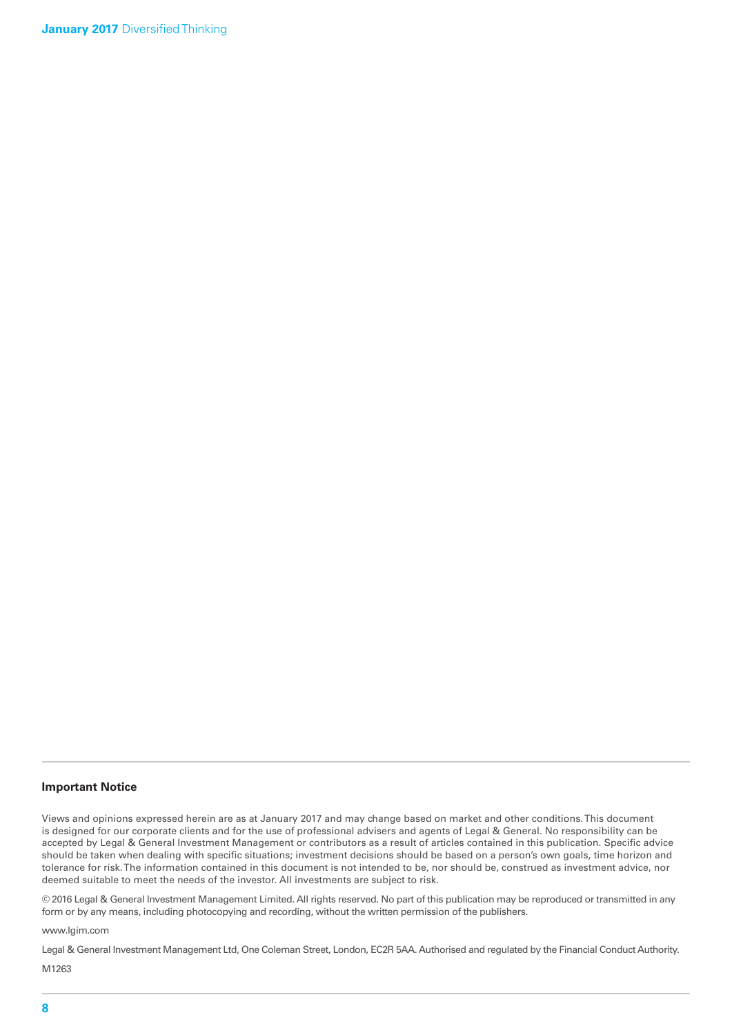**Important Notice**

Views and opinions expressed herein are as at January 2017 and may change based on market and other conditions. This document is designed for our corporate clients and for the use of professional advisers and agents of Legal & General. No responsibility can be accepted by Legal & General Investment Management or contributors as a result of articles contained in this publication. Specific advice should be taken when dealing with specific situations; investment decisions should be based on a person's own goals, time horizon and tolerance for risk. The information contained in this document is not intended to be, nor should be, construed as investment advice, nor deemed suitable to meet the needs of the investor. All investments are subject to risk.

© 2016 Legal & General Investment Management Limited. All rights reserved. No part of this publication may be reproduced or transmitted in any form or by any means, including photocopying and recording, without the written permission of the publishers.

www.lgim.com

Legal & General Investment Management Ltd, One Coleman Street, London, EC2R 5AA. Authorised and regulated by the Financial Conduct Authority.

M1263